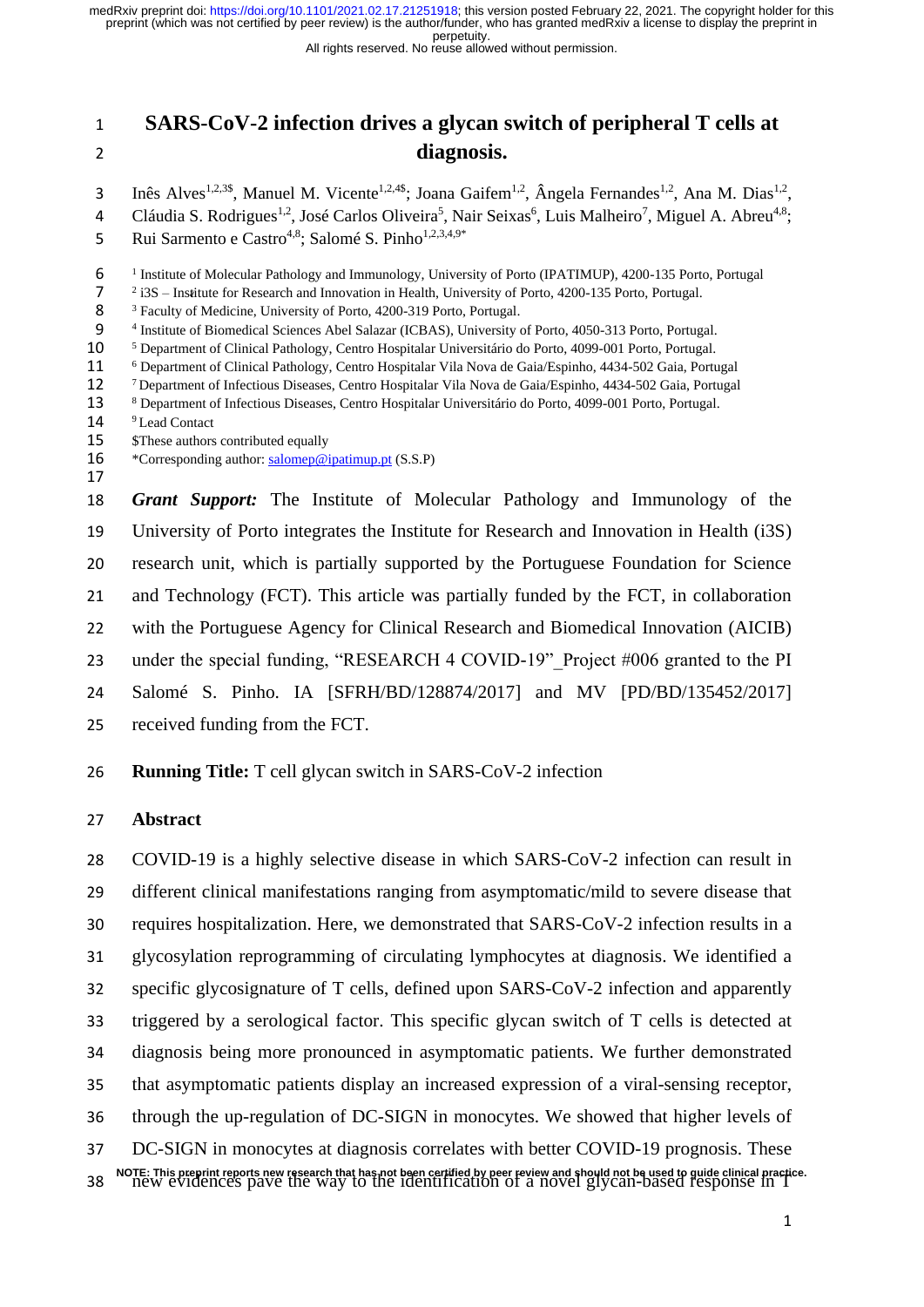# SARS-CoV-2 infection drives a glycan switch of peripheral T cells at diagnosis.

Inês Alves[1,2,3$], Manuel M. Vicente[1,2,4$]; Joana Gaifem[1,2], Ângela Fernandes[1,2], Ana M. Dias[1,2], Cláudia S. Rodrigues[1,2], José Carlos Oliveira[5], Nair Seixas[6], Luis Malheiro[7], Miguel A. Abreu[4,8]; Rui Sarmento e Castro[4,8]; Salomé S. Pinho[1,2,3,4,9*]

[1] Institute of Molecular Pathology and Immunology, University of Porto (IPATIMUP), 4200-135 Porto, Portugal
[2] i3S – Institute for Research and Innovation in Health, University of Porto, 4200-135 Porto, Portugal.
[3] Faculty of Medicine, University of Porto, 4200-319 Porto, Portugal.
[4] Institute of Biomedical Sciences Abel Salazar (ICBAS), University of Porto, 4050-313 Porto, Portugal.
[5] Department of Clinical Pathology, Centro Hospitalar Universitário do Porto, 4099-001 Porto, Portugal.
[6] Department of Clinical Pathology, Centro Hospitalar Vila Nova de Gaia/Espinho, 4434-502 Gaia, Portugal
[7] Department of Infectious Diseases, Centro Hospitalar Vila Nova de Gaia/Espinho, 4434-502 Gaia, Portugal
[8] Department of Infectious Diseases, Centro Hospitalar Universitário do Porto, 4099-001 Porto, Portugal.
[9] Lead Contact
$These authors contributed equally
*Corresponding author: salomep@ipatimup.pt (S.S.P)

***Grant Support:*** The Institute of Molecular Pathology and Immunology of the University of Porto integrates the Institute for Research and Innovation in Health (i3S) research unit, which is partially supported by the Portuguese Foundation for Science and Technology (FCT). This article was partially funded by the FCT, in collaboration with the Portuguese Agency for Clinical Research and Biomedical Innovation (AICIB) under the special funding, "RESEARCH 4 COVID-19"_Project #006 granted to the PI Salomé S. Pinho. IA [SFRH/BD/128874/2017] and MV [PD/BD/135452/2017] received funding from the FCT.

**Running Title:** T cell glycan switch in SARS-CoV-2 infection

## Abstract

COVID-19 is a highly selective disease in which SARS-CoV-2 infection can result in different clinical manifestations ranging from asymptomatic/mild to severe disease that requires hospitalization. Here, we demonstrated that SARS-CoV-2 infection results in a glycosylation reprogramming of circulating lymphocytes at diagnosis. We identified a specific glycosignature of T cells, defined upon SARS-CoV-2 infection and apparently triggered by a serological factor. This specific glycan switch of T cells is detected at diagnosis being more pronounced in asymptomatic patients. We further demonstrated that asymptomatic patients display an increased expression of a viral-sensing receptor, through the up-regulation of DC-SIGN in monocytes. We showed that higher levels of DC-SIGN in monocytes at diagnosis correlates with better COVID-19 prognosis. These new evidences pave the way to the identification of a novel glycan-based response in T

NOTE: This preprint reports new research that has not been certified by peer review and should not be used to guide clinical practice.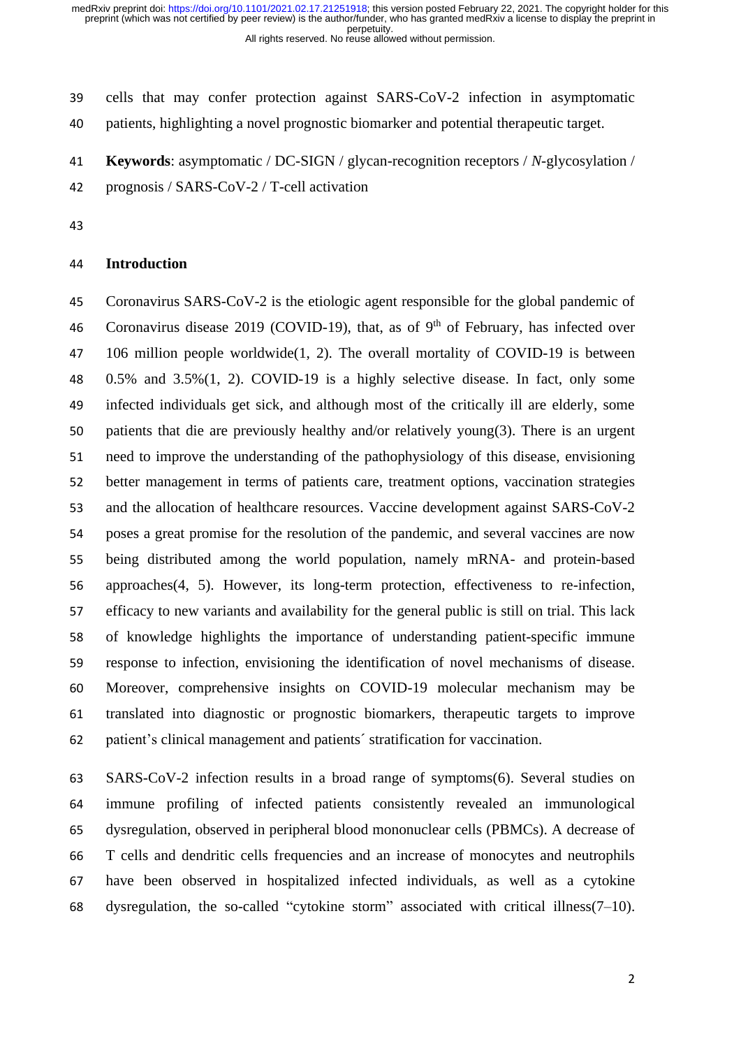cells that may confer protection against SARS-CoV-2 infection in asymptomatic patients, highlighting a novel prognostic biomarker and potential therapeutic target.

**Keywords**: asymptomatic / DC-SIGN / glycan-recognition receptors / *N*-glycosylation / prognosis / SARS-CoV-2 / T-cell activation

## Introduction

Coronavirus SARS-CoV-2 is the etiologic agent responsible for the global pandemic of Coronavirus disease 2019 (COVID-19), that, as of 9th of February, has infected over 106 million people worldwide(1, 2). The overall mortality of COVID-19 is between 0.5% and 3.5%(1, 2). COVID-19 is a highly selective disease. In fact, only some infected individuals get sick, and although most of the critically ill are elderly, some patients that die are previously healthy and/or relatively young(3). There is an urgent need to improve the understanding of the pathophysiology of this disease, envisioning better management in terms of patients care, treatment options, vaccination strategies and the allocation of healthcare resources. Vaccine development against SARS-CoV-2 poses a great promise for the resolution of the pandemic, and several vaccines are now being distributed among the world population, namely mRNA- and protein-based approaches(4, 5). However, its long-term protection, effectiveness to re-infection, efficacy to new variants and availability for the general public is still on trial. This lack of knowledge highlights the importance of understanding patient-specific immune response to infection, envisioning the identification of novel mechanisms of disease. Moreover, comprehensive insights on COVID-19 molecular mechanism may be translated into diagnostic or prognostic biomarkers, therapeutic targets to improve patient's clinical management and patients´ stratification for vaccination.

SARS-CoV-2 infection results in a broad range of symptoms(6). Several studies on immune profiling of infected patients consistently revealed an immunological dysregulation, observed in peripheral blood mononuclear cells (PBMCs). A decrease of T cells and dendritic cells frequencies and an increase of monocytes and neutrophils have been observed in hospitalized infected individuals, as well as a cytokine dysregulation, the so-called "cytokine storm" associated with critical illness(7–10).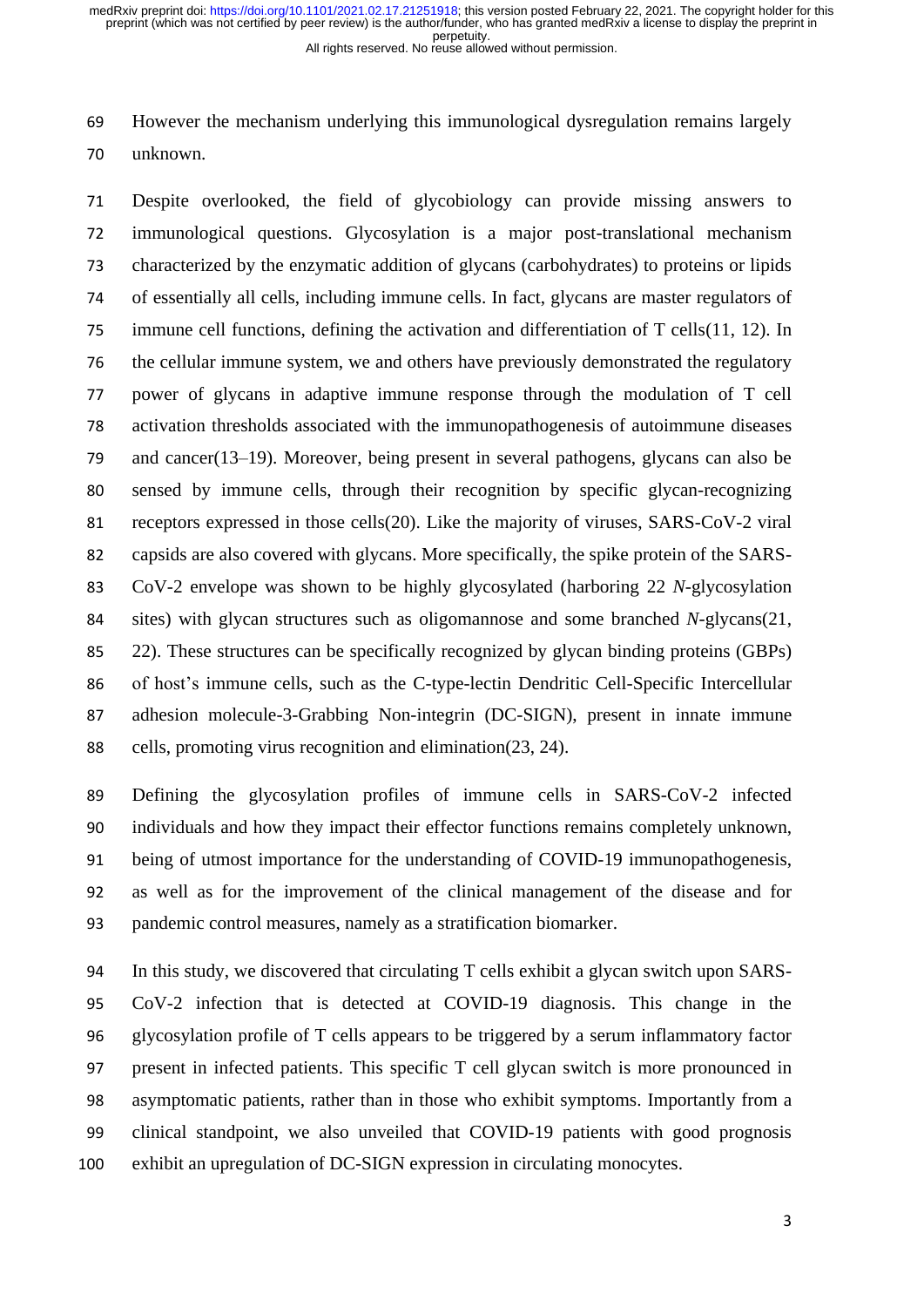However the mechanism underlying this immunological dysregulation remains largely unknown.

Despite overlooked, the field of glycobiology can provide missing answers to immunological questions. Glycosylation is a major post-translational mechanism characterized by the enzymatic addition of glycans (carbohydrates) to proteins or lipids of essentially all cells, including immune cells. In fact, glycans are master regulators of immune cell functions, defining the activation and differentiation of T cells(11, 12). In the cellular immune system, we and others have previously demonstrated the regulatory power of glycans in adaptive immune response through the modulation of T cell activation thresholds associated with the immunopathogenesis of autoimmune diseases and cancer(13–19). Moreover, being present in several pathogens, glycans can also be sensed by immune cells, through their recognition by specific glycan-recognizing receptors expressed in those cells(20). Like the majority of viruses, SARS-CoV-2 viral capsids are also covered with glycans. More specifically, the spike protein of the SARS-CoV-2 envelope was shown to be highly glycosylated (harboring 22 *N*-glycosylation sites) with glycan structures such as oligomannose and some branched *N*-glycans(21, 22). These structures can be specifically recognized by glycan binding proteins (GBPs) of host's immune cells, such as the C-type-lectin Dendritic Cell-Specific Intercellular adhesion molecule-3-Grabbing Non-integrin (DC-SIGN), present in innate immune cells, promoting virus recognition and elimination(23, 24).

Defining the glycosylation profiles of immune cells in SARS-CoV-2 infected individuals and how they impact their effector functions remains completely unknown, being of utmost importance for the understanding of COVID-19 immunopathogenesis, as well as for the improvement of the clinical management of the disease and for pandemic control measures, namely as a stratification biomarker.

In this study, we discovered that circulating T cells exhibit a glycan switch upon SARS-CoV-2 infection that is detected at COVID-19 diagnosis. This change in the glycosylation profile of T cells appears to be triggered by a serum inflammatory factor present in infected patients. This specific T cell glycan switch is more pronounced in asymptomatic patients, rather than in those who exhibit symptoms. Importantly from a clinical standpoint, we also unveiled that COVID-19 patients with good prognosis exhibit an upregulation of DC-SIGN expression in circulating monocytes.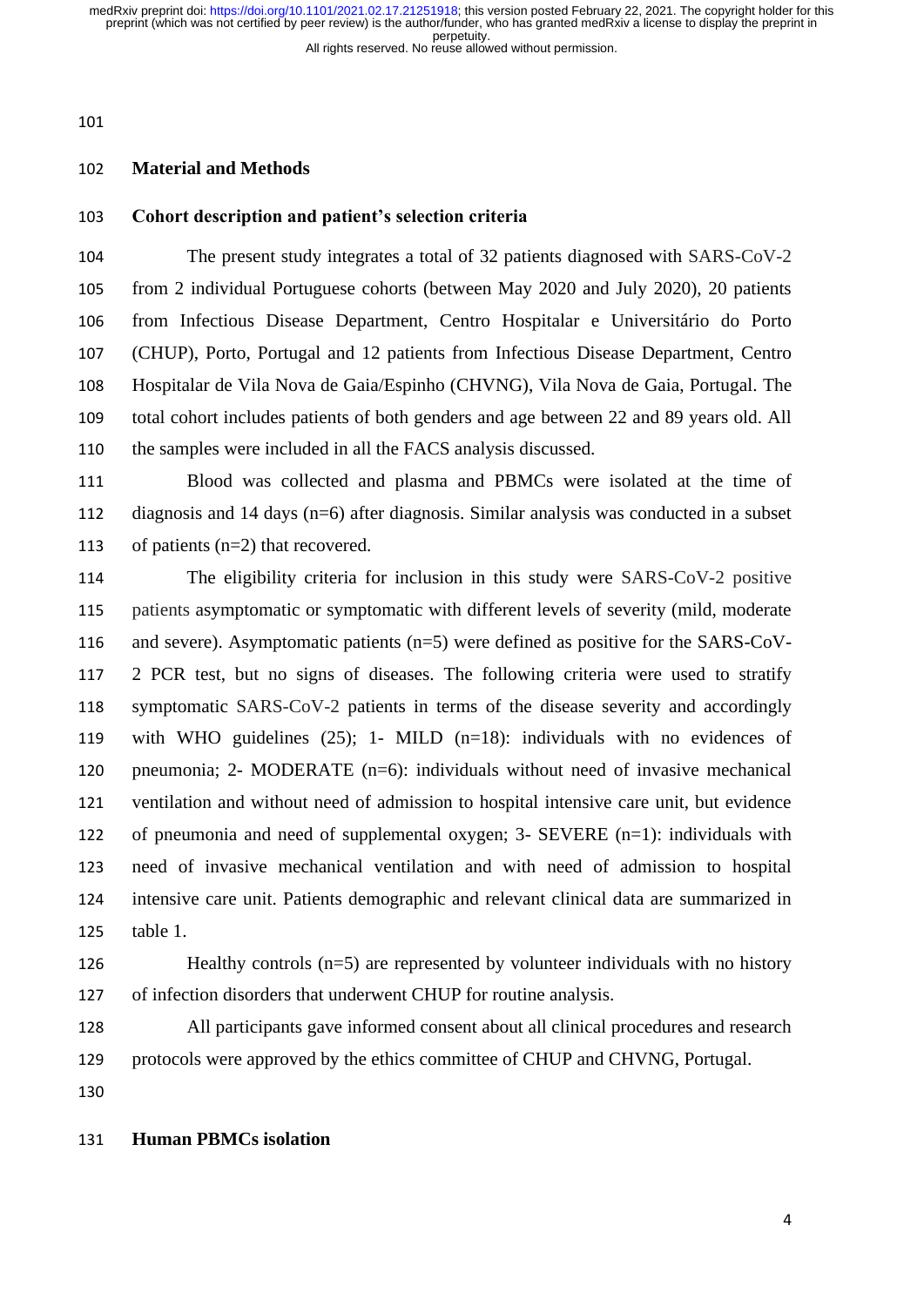## Material and Methods

### Cohort description and patient's selection criteria

The present study integrates a total of 32 patients diagnosed with SARS-CoV-2 from 2 individual Portuguese cohorts (between May 2020 and July 2020), 20 patients from Infectious Disease Department, Centro Hospitalar e Universitário do Porto (CHUP), Porto, Portugal and 12 patients from Infectious Disease Department, Centro Hospitalar de Vila Nova de Gaia/Espinho (CHVNG), Vila Nova de Gaia, Portugal. The total cohort includes patients of both genders and age between 22 and 89 years old. All the samples were included in all the FACS analysis discussed.

Blood was collected and plasma and PBMCs were isolated at the time of diagnosis and 14 days (n=6) after diagnosis. Similar analysis was conducted in a subset of patients (n=2) that recovered.

The eligibility criteria for inclusion in this study were SARS-CoV-2 positive patients asymptomatic or symptomatic with different levels of severity (mild, moderate and severe). Asymptomatic patients (n=5) were defined as positive for the SARS-CoV-2 PCR test, but no signs of diseases. The following criteria were used to stratify symptomatic SARS-CoV-2 patients in terms of the disease severity and accordingly with WHO guidelines (25); 1- MILD (n=18): individuals with no evidences of pneumonia; 2- MODERATE (n=6): individuals without need of invasive mechanical ventilation and without need of admission to hospital intensive care unit, but evidence of pneumonia and need of supplemental oxygen; 3- SEVERE (n=1): individuals with need of invasive mechanical ventilation and with need of admission to hospital intensive care unit. Patients demographic and relevant clinical data are summarized in table 1.

Healthy controls (n=5) are represented by volunteer individuals with no history of infection disorders that underwent CHUP for routine analysis.

All participants gave informed consent about all clinical procedures and research protocols were approved by the ethics committee of CHUP and CHVNG, Portugal.

### Human PBMCs isolation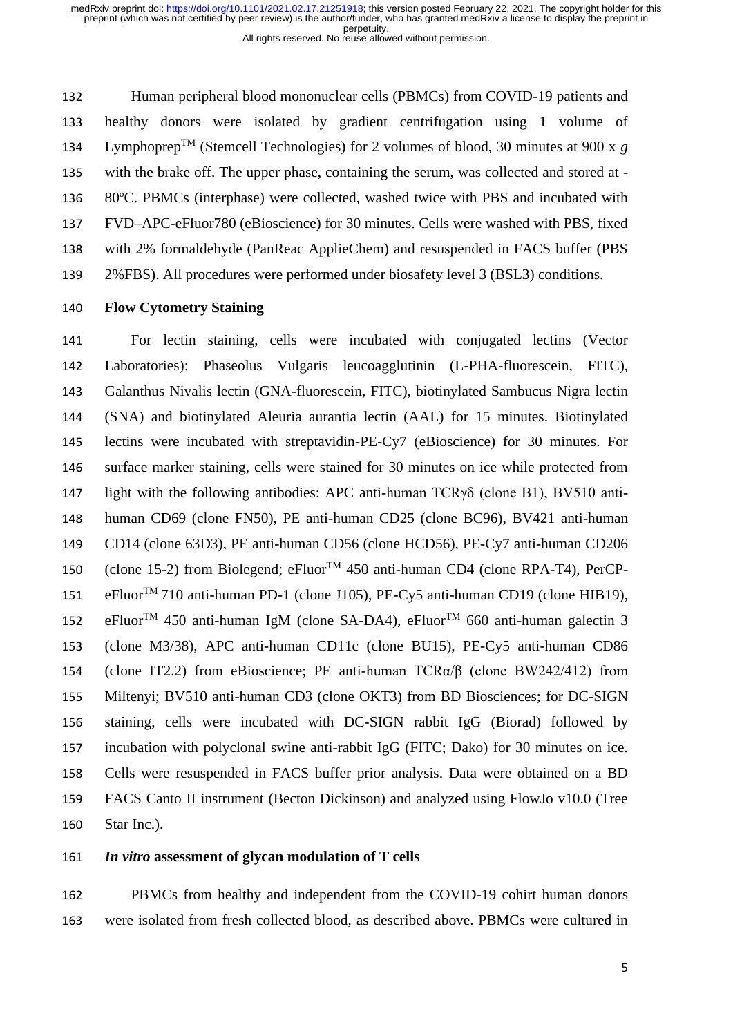Human peripheral blood mononuclear cells (PBMCs) from COVID-19 patients and healthy donors were isolated by gradient centrifugation using 1 volume of Lymphoprep™ (Stemcell Technologies) for 2 volumes of blood, 30 minutes at 900 x *g* with the brake off. The upper phase, containing the serum, was collected and stored at -80ºC. PBMCs (interphase) were collected, washed twice with PBS and incubated with FVD–APC-eFluor780 (eBioscience) for 30 minutes. Cells were washed with PBS, fixed with 2% formaldehyde (PanReac ApplieChem) and resuspended in FACS buffer (PBS 2%FBS). All procedures were performed under biosafety level 3 (BSL3) conditions.

**Flow Cytometry Staining**

For lectin staining, cells were incubated with conjugated lectins (Vector Laboratories): Phaseolus Vulgaris leucoagglutinin (L-PHA-fluorescein, FITC), Galanthus Nivalis lectin (GNA-fluorescein, FITC), biotinylated Sambucus Nigra lectin (SNA) and biotinylated Aleuria aurantia lectin (AAL) for 15 minutes. Biotinylated lectins were incubated with streptavidin-PE-Cy7 (eBioscience) for 30 minutes. For surface marker staining, cells were stained for 30 minutes on ice while protected from light with the following antibodies: APC anti-human TCRγδ (clone B1), BV510 anti-human CD69 (clone FN50), PE anti-human CD25 (clone BC96), BV421 anti-human CD14 (clone 63D3), PE anti-human CD56 (clone HCD56), PE-Cy7 anti-human CD206 (clone 15-2) from Biolegend; eFluor™ 450 anti-human CD4 (clone RPA-T4), PerCP-eFluor™ 710 anti-human PD-1 (clone J105), PE-Cy5 anti-human CD19 (clone HIB19), eFluor™ 450 anti-human IgM (clone SA-DA4), eFluor™ 660 anti-human galectin 3 (clone M3/38), APC anti-human CD11c (clone BU15), PE-Cy5 anti-human CD86 (clone IT2.2) from eBioscience; PE anti-human TCRα/β (clone BW242/412) from Miltenyi; BV510 anti-human CD3 (clone OKT3) from BD Biosciences; for DC-SIGN staining, cells were incubated with DC-SIGN rabbit IgG (Biorad) followed by incubation with polyclonal swine anti-rabbit IgG (FITC; Dako) for 30 minutes on ice. Cells were resuspended in FACS buffer prior analysis. Data were obtained on a BD FACS Canto II instrument (Becton Dickinson) and analyzed using FlowJo v10.0 (Tree Star Inc.).

***In vitro* assessment of glycan modulation of T cells**

PBMCs from healthy and independent from the COVID-19 cohirt human donors were isolated from fresh collected blood, as described above. PBMCs were cultured in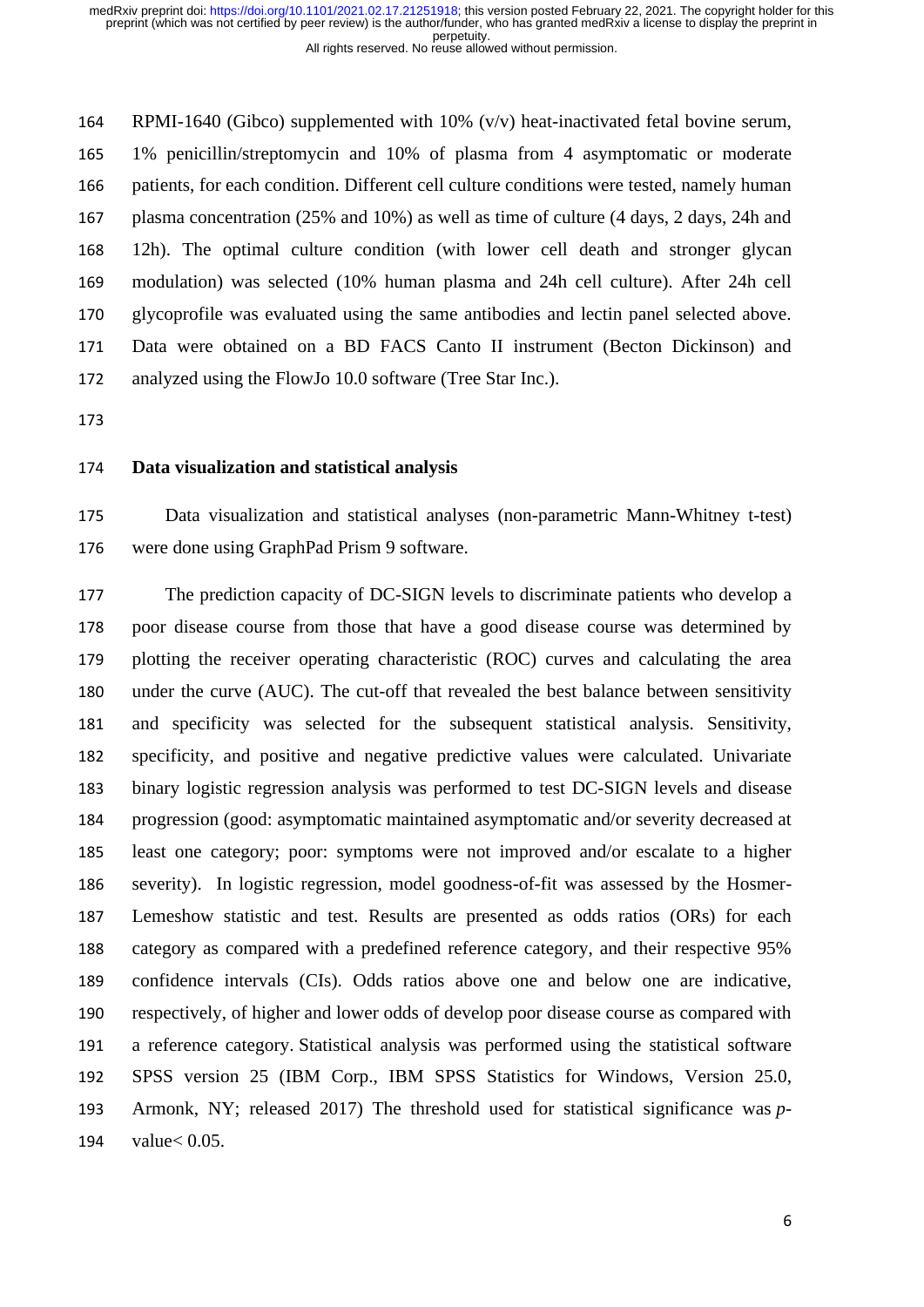RPMI-1640 (Gibco) supplemented with 10% (v/v) heat-inactivated fetal bovine serum, 1% penicillin/streptomycin and 10% of plasma from 4 asymptomatic or moderate patients, for each condition. Different cell culture conditions were tested, namely human plasma concentration (25% and 10%) as well as time of culture (4 days, 2 days, 24h and 12h). The optimal culture condition (with lower cell death and stronger glycan modulation) was selected (10% human plasma and 24h cell culture). After 24h cell glycoprofile was evaluated using the same antibodies and lectin panel selected above. Data were obtained on a BD FACS Canto II instrument (Becton Dickinson) and analyzed using the FlowJo 10.0 software (Tree Star Inc.).

## Data visualization and statistical analysis

Data visualization and statistical analyses (non-parametric Mann-Whitney t-test) were done using GraphPad Prism 9 software.

The prediction capacity of DC-SIGN levels to discriminate patients who develop a poor disease course from those that have a good disease course was determined by plotting the receiver operating characteristic (ROC) curves and calculating the area under the curve (AUC). The cut-off that revealed the best balance between sensitivity and specificity was selected for the subsequent statistical analysis. Sensitivity, specificity, and positive and negative predictive values were calculated. Univariate binary logistic regression analysis was performed to test DC-SIGN levels and disease progression (good: asymptomatic maintained asymptomatic and/or severity decreased at least one category; poor: symptoms were not improved and/or escalate to a higher severity). In logistic regression, model goodness-of-fit was assessed by the Hosmer-Lemeshow statistic and test. Results are presented as odds ratios (ORs) for each category as compared with a predefined reference category, and their respective 95% confidence intervals (CIs). Odds ratios above one and below one are indicative, respectively, of higher and lower odds of develop poor disease course as compared with a reference category. Statistical analysis was performed using the statistical software SPSS version 25 (IBM Corp., IBM SPSS Statistics for Windows, Version 25.0, Armonk, NY; released 2017) The threshold used for statistical significance was $p$-value$< 0.05$.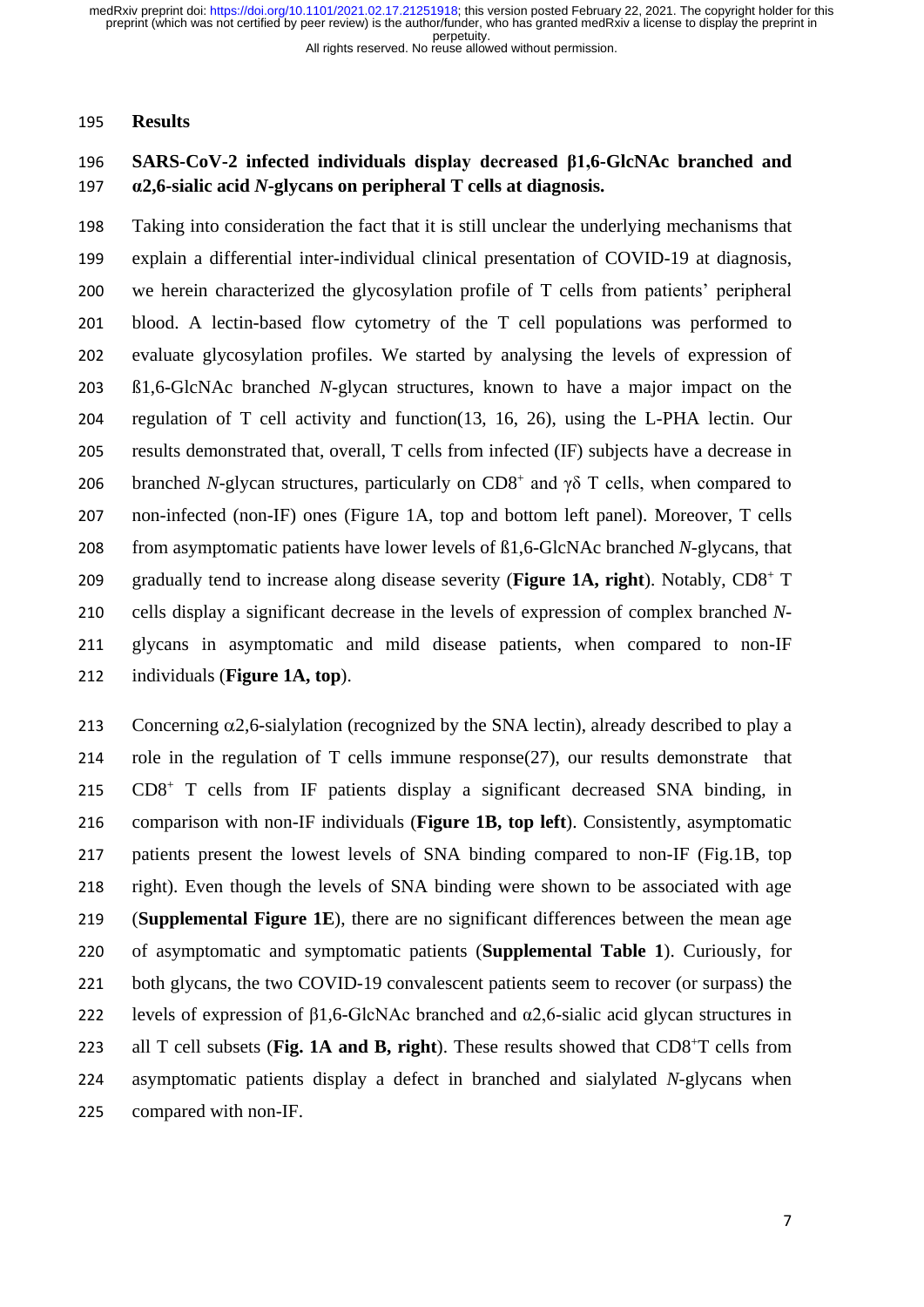## Results

### SARS-CoV-2 infected individuals display decreased β1,6-GlcNAc branched and α2,6-sialic acid *N*-glycans on peripheral T cells at diagnosis.

Taking into consideration the fact that it is still unclear the underlying mechanisms that explain a differential inter-individual clinical presentation of COVID-19 at diagnosis, we herein characterized the glycosylation profile of T cells from patients' peripheral blood. A lectin-based flow cytometry of the T cell populations was performed to evaluate glycosylation profiles. We started by analysing the levels of expression of ß1,6-GlcNAc branched *N*-glycan structures, known to have a major impact on the regulation of T cell activity and function(13, 16, 26), using the L-PHA lectin. Our results demonstrated that, overall, T cells from infected (IF) subjects have a decrease in branched *N*-glycan structures, particularly on $CD8^+$ and γδ T cells, when compared to non-infected (non-IF) ones (Figure 1A, top and bottom left panel). Moreover, T cells from asymptomatic patients have lower levels of ß1,6-GlcNAc branched *N*-glycans, that gradually tend to increase along disease severity (**Figure 1A, right**). Notably, $CD8^+$ T cells display a significant decrease in the levels of expression of complex branched *N*-glycans in asymptomatic and mild disease patients, when compared to non-IF individuals (**Figure 1A, top**).

Concerning α2,6-sialylation (recognized by the SNA lectin), already described to play a role in the regulation of T cells immune response(27), our results demonstrate that $CD8^+$ T cells from IF patients display a significant decreased SNA binding, in comparison with non-IF individuals (**Figure 1B, top left**). Consistently, asymptomatic patients present the lowest levels of SNA binding compared to non-IF (Fig.1B, top right). Even though the levels of SNA binding were shown to be associated with age (**Supplemental Figure 1E**), there are no significant differences between the mean age of asymptomatic and symptomatic patients (**Supplemental Table 1**). Curiously, for both glycans, the two COVID-19 convalescent patients seem to recover (or surpass) the levels of expression of β1,6-GlcNAc branched and α2,6-sialic acid glycan structures in all T cell subsets (**Fig. 1A and B, right**). These results showed that $CD8^+$T cells from asymptomatic patients display a defect in branched and sialylated *N*-glycans when compared with non-IF.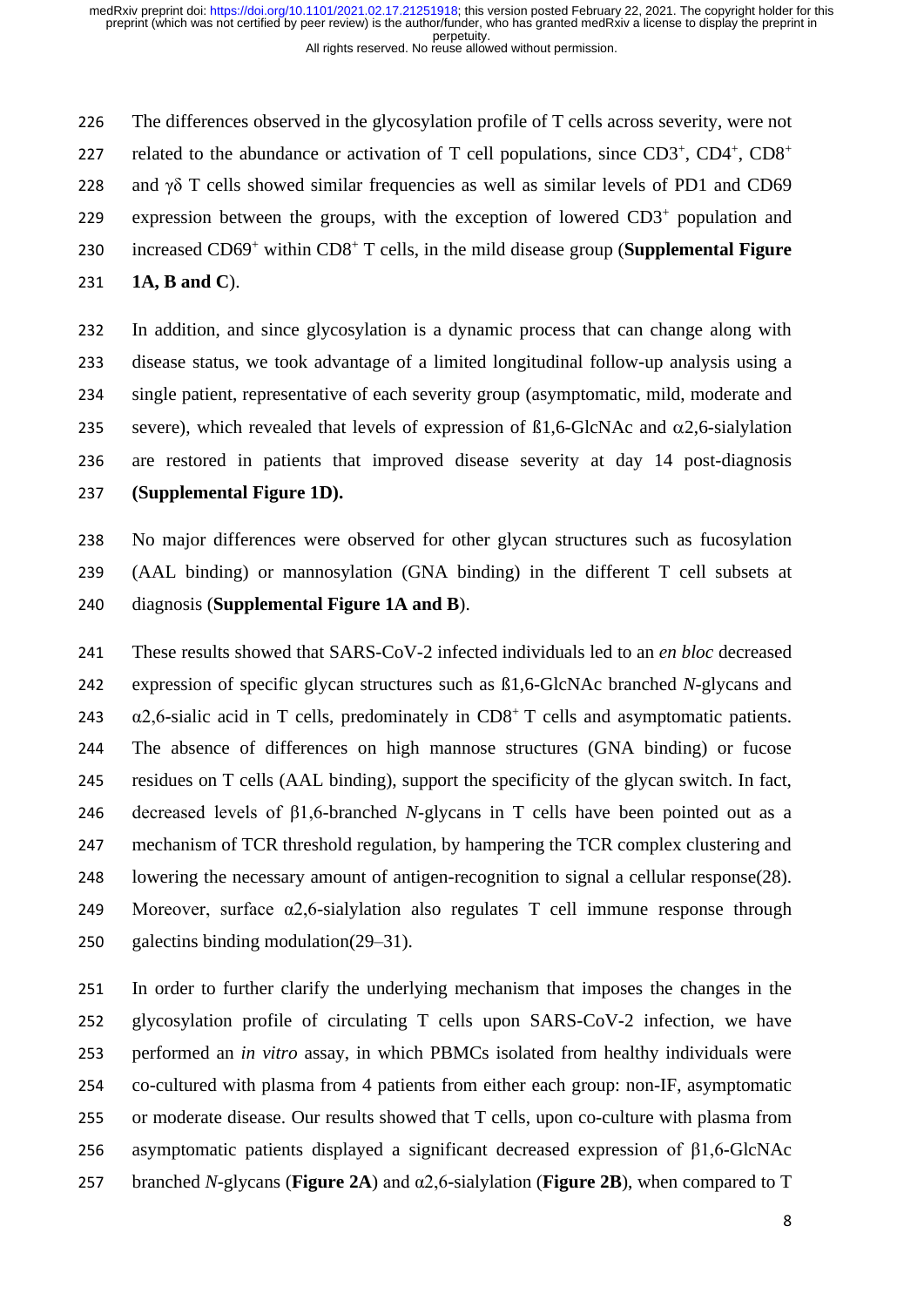The differences observed in the glycosylation profile of T cells across severity, were not related to the abundance or activation of T cell populations, since $CD3^+$, $CD4^+$, $CD8^+$ and γδ T cells showed similar frequencies as well as similar levels of PD1 and CD69 expression between the groups, with the exception of lowered $CD3^+$ population and increased $CD69^+$ within $CD8^+$ T cells, in the mild disease group (**Supplemental Figure 1A, B and C**).

In addition, and since glycosylation is a dynamic process that can change along with disease status, we took advantage of a limited longitudinal follow-up analysis using a single patient, representative of each severity group (asymptomatic, mild, moderate and severe), which revealed that levels of expression of ß1,6-GlcNAc and α2,6-sialylation are restored in patients that improved disease severity at day 14 post-diagnosis **(Supplemental Figure 1D).**

No major differences were observed for other glycan structures such as fucosylation (AAL binding) or mannosylation (GNA binding) in the different T cell subsets at diagnosis (**Supplemental Figure 1A and B**).

These results showed that SARS-CoV-2 infected individuals led to an *en bloc* decreased expression of specific glycan structures such as ß1,6-GlcNAc branched *N*-glycans and α2,6-sialic acid in T cells, predominately in $CD8^+$ T cells and asymptomatic patients. The absence of differences on high mannose structures (GNA binding) or fucose residues on T cells (AAL binding), support the specificity of the glycan switch. In fact, decreased levels of β1,6-branched *N*-glycans in T cells have been pointed out as a mechanism of TCR threshold regulation, by hampering the TCR complex clustering and lowering the necessary amount of antigen-recognition to signal a cellular response(28). Moreover, surface α2,6-sialylation also regulates T cell immune response through galectins binding modulation(29–31).

In order to further clarify the underlying mechanism that imposes the changes in the glycosylation profile of circulating T cells upon SARS-CoV-2 infection, we have performed an *in vitro* assay, in which PBMCs isolated from healthy individuals were co-cultured with plasma from 4 patients from either each group: non-IF, asymptomatic or moderate disease. Our results showed that T cells, upon co-culture with plasma from asymptomatic patients displayed a significant decreased expression of β1,6-GlcNAc branched *N*-glycans (**Figure 2A**) and α2,6-sialylation (**Figure 2B**), when compared to T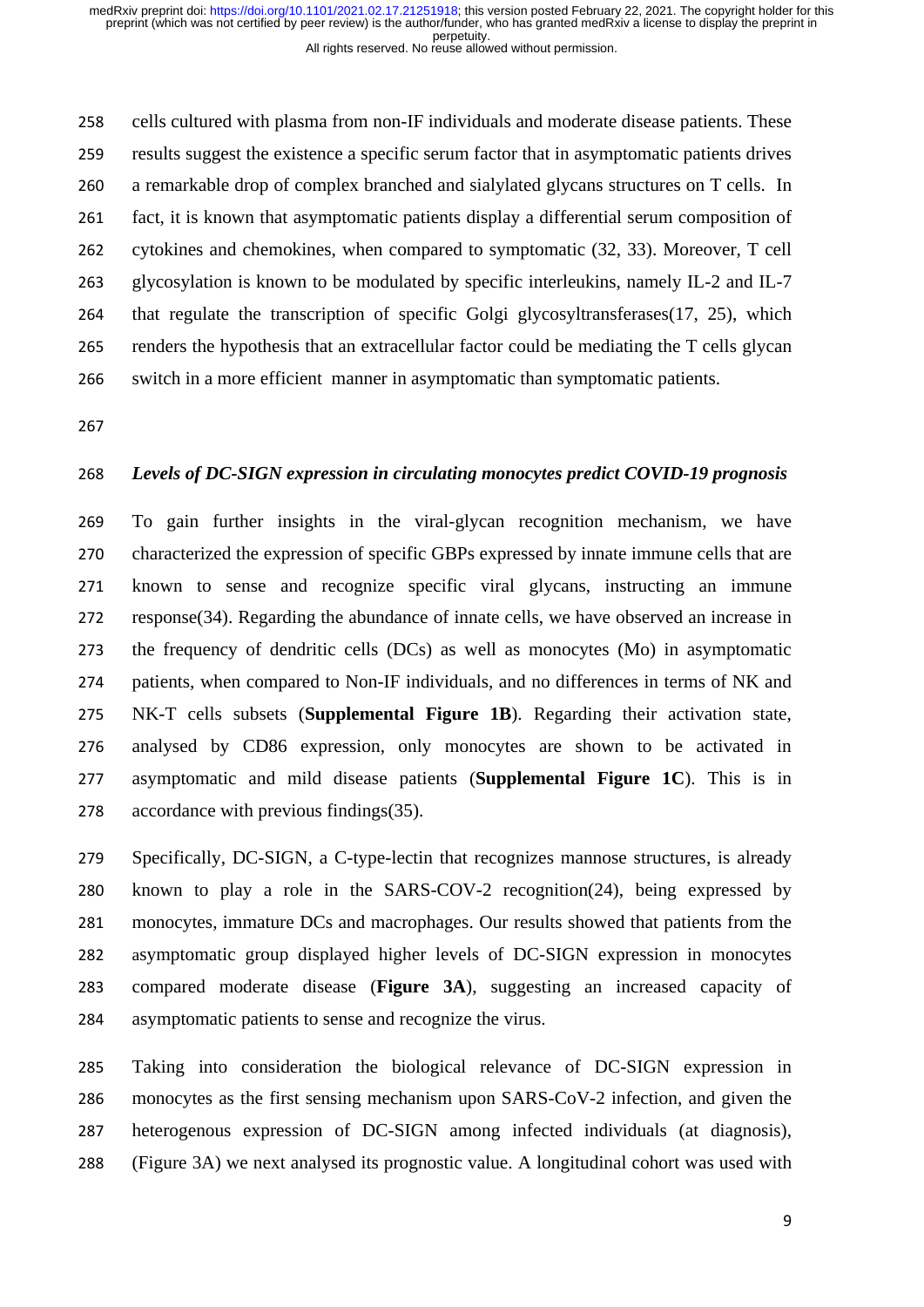cells cultured with plasma from non-IF individuals and moderate disease patients. These results suggest the existence a specific serum factor that in asymptomatic patients drives a remarkable drop of complex branched and sialylated glycans structures on T cells. In fact, it is known that asymptomatic patients display a differential serum composition of cytokines and chemokines, when compared to symptomatic (32, 33). Moreover, T cell glycosylation is known to be modulated by specific interleukins, namely IL-2 and IL-7 that regulate the transcription of specific Golgi glycosyltransferases(17, 25), which renders the hypothesis that an extracellular factor could be mediating the T cells glycan switch in a more efficient manner in asymptomatic than symptomatic patients.

### *Levels of DC-SIGN expression in circulating monocytes predict COVID-19 prognosis*

To gain further insights in the viral-glycan recognition mechanism, we have characterized the expression of specific GBPs expressed by innate immune cells that are known to sense and recognize specific viral glycans, instructing an immune response(34). Regarding the abundance of innate cells, we have observed an increase in the frequency of dendritic cells (DCs) as well as monocytes (Mo) in asymptomatic patients, when compared to Non-IF individuals, and no differences in terms of NK and NK-T cells subsets (**Supplemental Figure 1B**). Regarding their activation state, analysed by CD86 expression, only monocytes are shown to be activated in asymptomatic and mild disease patients (**Supplemental Figure 1C**). This is in accordance with previous findings(35).

Specifically, DC-SIGN, a C-type-lectin that recognizes mannose structures, is already known to play a role in the SARS-COV-2 recognition(24), being expressed by monocytes, immature DCs and macrophages. Our results showed that patients from the asymptomatic group displayed higher levels of DC-SIGN expression in monocytes compared moderate disease (**Figure 3A**), suggesting an increased capacity of asymptomatic patients to sense and recognize the virus.

Taking into consideration the biological relevance of DC-SIGN expression in monocytes as the first sensing mechanism upon SARS-CoV-2 infection, and given the heterogenous expression of DC-SIGN among infected individuals (at diagnosis), (Figure 3A) we next analysed its prognostic value. A longitudinal cohort was used with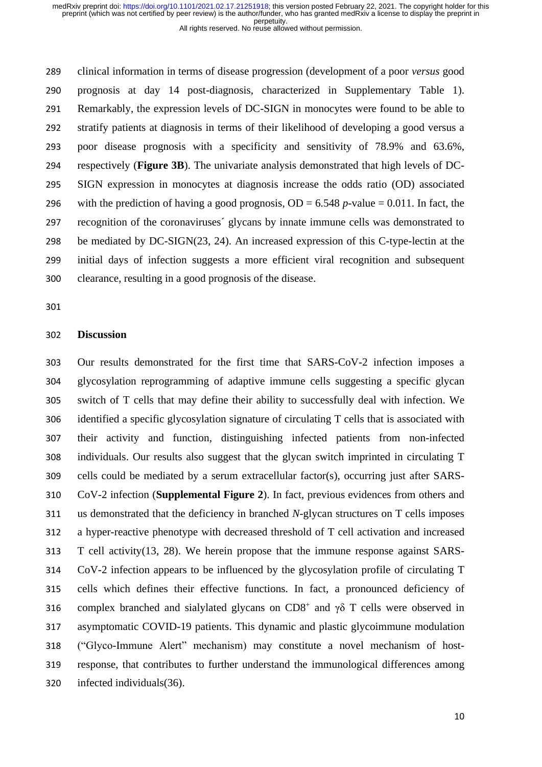clinical information in terms of disease progression (development of a poor *versus* good prognosis at day 14 post-diagnosis, characterized in Supplementary Table 1). Remarkably, the expression levels of DC-SIGN in monocytes were found to be able to stratify patients at diagnosis in terms of their likelihood of developing a good versus a poor disease prognosis with a specificity and sensitivity of 78.9% and 63.6%, respectively (**Figure 3B**). The univariate analysis demonstrated that high levels of DC-SIGN expression in monocytes at diagnosis increase the odds ratio (OD) associated with the prediction of having a good prognosis, OD = 6.548 *p*-value = 0.011. In fact, the recognition of the coronaviruses´ glycans by innate immune cells was demonstrated to be mediated by DC-SIGN(23, 24). An increased expression of this C-type-lectin at the initial days of infection suggests a more efficient viral recognition and subsequent clearance, resulting in a good prognosis of the disease.

## Discussion

Our results demonstrated for the first time that SARS-CoV-2 infection imposes a glycosylation reprogramming of adaptive immune cells suggesting a specific glycan switch of T cells that may define their ability to successfully deal with infection. We identified a specific glycosylation signature of circulating T cells that is associated with their activity and function, distinguishing infected patients from non-infected individuals. Our results also suggest that the glycan switch imprinted in circulating T cells could be mediated by a serum extracellular factor(s), occurring just after SARS-CoV-2 infection (**Supplemental Figure 2**). In fact, previous evidences from others and us demonstrated that the deficiency in branched *N*-glycan structures on T cells imposes a hyper-reactive phenotype with decreased threshold of T cell activation and increased T cell activity(13, 28). We herein propose that the immune response against SARS-CoV-2 infection appears to be influenced by the glycosylation profile of circulating T cells which defines their effective functions. In fact, a pronounced deficiency of complex branched and sialylated glycans on $CD8^+$ and γδ T cells were observed in asymptomatic COVID-19 patients. This dynamic and plastic glycoimmune modulation ("Glyco-Immune Alert" mechanism) may constitute a novel mechanism of host-response, that contributes to further understand the immunological differences among infected individuals(36).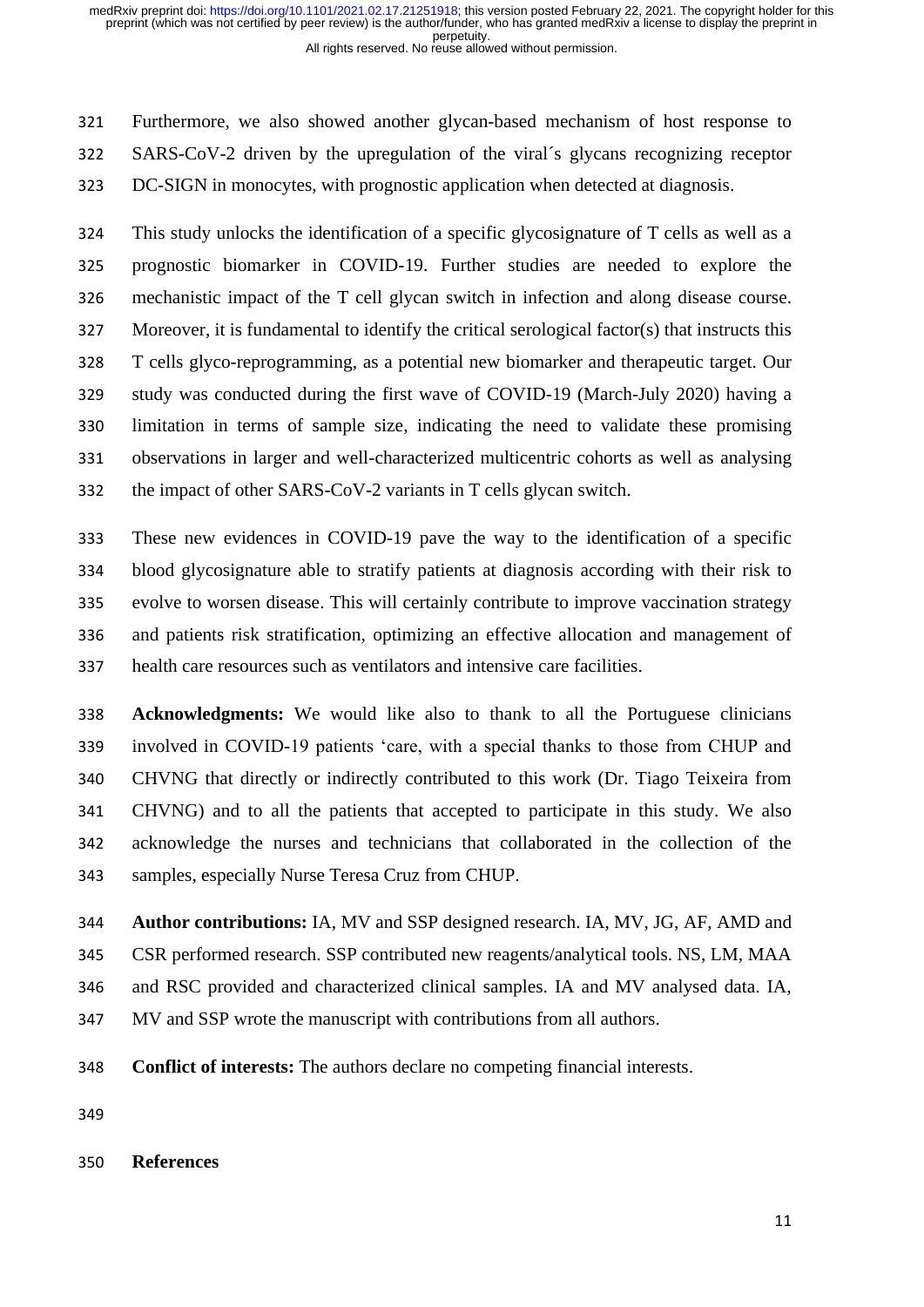Furthermore, we also showed another glycan-based mechanism of host response to SARS-CoV-2 driven by the upregulation of the viral´s glycans recognizing receptor DC-SIGN in monocytes, with prognostic application when detected at diagnosis.

This study unlocks the identification of a specific glycosignature of T cells as well as a prognostic biomarker in COVID-19. Further studies are needed to explore the mechanistic impact of the T cell glycan switch in infection and along disease course. Moreover, it is fundamental to identify the critical serological factor(s) that instructs this T cells glyco-reprogramming, as a potential new biomarker and therapeutic target. Our study was conducted during the first wave of COVID-19 (March-July 2020) having a limitation in terms of sample size, indicating the need to validate these promising observations in larger and well-characterized multicentric cohorts as well as analysing the impact of other SARS-CoV-2 variants in T cells glycan switch.

These new evidences in COVID-19 pave the way to the identification of a specific blood glycosignature able to stratify patients at diagnosis according with their risk to evolve to worsen disease. This will certainly contribute to improve vaccination strategy and patients risk stratification, optimizing an effective allocation and management of health care resources such as ventilators and intensive care facilities.

**Acknowledgments:** We would like also to thank to all the Portuguese clinicians involved in COVID-19 patients 'care, with a special thanks to those from CHUP and CHVNG that directly or indirectly contributed to this work (Dr. Tiago Teixeira from CHVNG) and to all the patients that accepted to participate in this study. We also acknowledge the nurses and technicians that collaborated in the collection of the samples, especially Nurse Teresa Cruz from CHUP.

**Author contributions:** IA, MV and SSP designed research. IA, MV, JG, AF, AMD and CSR performed research. SSP contributed new reagents/analytical tools. NS, LM, MAA and RSC provided and characterized clinical samples. IA and MV analysed data. IA, MV and SSP wrote the manuscript with contributions from all authors.

**Conflict of interests:** The authors declare no competing financial interests.

**References**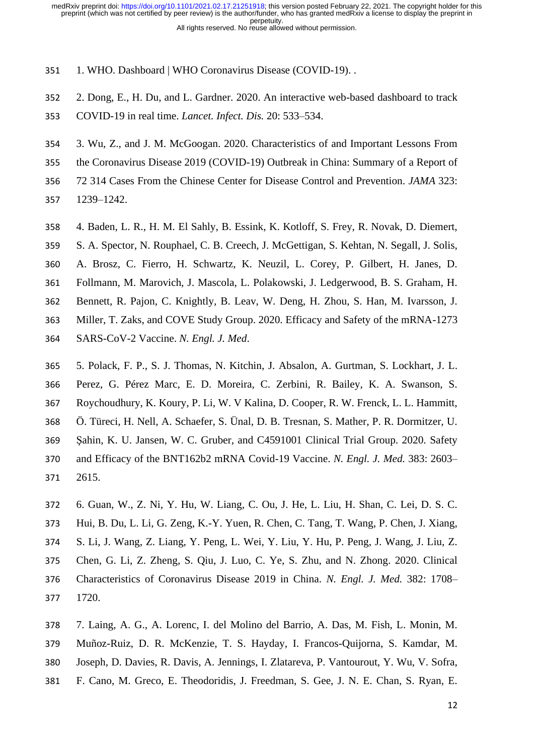1. WHO. Dashboard | WHO Coronavirus Disease (COVID-19). .

2. Dong, E., H. Du, and L. Gardner. 2020. An interactive web-based dashboard to track COVID-19 in real time. *Lancet. Infect. Dis.* 20: 533–534.

3. Wu, Z., and J. M. McGoogan. 2020. Characteristics of and Important Lessons From the Coronavirus Disease 2019 (COVID-19) Outbreak in China: Summary of a Report of 72 314 Cases From the Chinese Center for Disease Control and Prevention. *JAMA* 323: 1239–1242.

4. Baden, L. R., H. M. El Sahly, B. Essink, K. Kotloff, S. Frey, R. Novak, D. Diemert, S. A. Spector, N. Rouphael, C. B. Creech, J. McGettigan, S. Kehtan, N. Segall, J. Solis, A. Brosz, C. Fierro, H. Schwartz, K. Neuzil, L. Corey, P. Gilbert, H. Janes, D. Follmann, M. Marovich, J. Mascola, L. Polakowski, J. Ledgerwood, B. S. Graham, H. Bennett, R. Pajon, C. Knightly, B. Leav, W. Deng, H. Zhou, S. Han, M. Ivarsson, J. Miller, T. Zaks, and COVE Study Group. 2020. Efficacy and Safety of the mRNA-1273 SARS-CoV-2 Vaccine. *N. Engl. J. Med*.

5. Polack, F. P., S. J. Thomas, N. Kitchin, J. Absalon, A. Gurtman, S. Lockhart, J. L. Perez, G. Pérez Marc, E. D. Moreira, C. Zerbini, R. Bailey, K. A. Swanson, S. Roychoudhury, K. Koury, P. Li, W. V Kalina, D. Cooper, R. W. Frenck, L. L. Hammitt, Ö. Türeci, H. Nell, A. Schaefer, S. Ünal, D. B. Tresnan, S. Mather, P. R. Dormitzer, U. Şahin, K. U. Jansen, W. C. Gruber, and C4591001 Clinical Trial Group. 2020. Safety and Efficacy of the BNT162b2 mRNA Covid-19 Vaccine. *N. Engl. J. Med.* 383: 2603–2615.

6. Guan, W., Z. Ni, Y. Hu, W. Liang, C. Ou, J. He, L. Liu, H. Shan, C. Lei, D. S. C. Hui, B. Du, L. Li, G. Zeng, K.-Y. Yuen, R. Chen, C. Tang, T. Wang, P. Chen, J. Xiang, S. Li, J. Wang, Z. Liang, Y. Peng, L. Wei, Y. Liu, Y. Hu, P. Peng, J. Wang, J. Liu, Z. Chen, G. Li, Z. Zheng, S. Qiu, J. Luo, C. Ye, S. Zhu, and N. Zhong. 2020. Clinical Characteristics of Coronavirus Disease 2019 in China. *N. Engl. J. Med.* 382: 1708–1720.

7. Laing, A. G., A. Lorenc, I. del Molino del Barrio, A. Das, M. Fish, L. Monin, M. Muñoz-Ruiz, D. R. McKenzie, T. S. Hayday, I. Francos-Quijorna, S. Kamdar, M. Joseph, D. Davies, R. Davis, A. Jennings, I. Zlatareva, P. Vantourout, Y. Wu, V. Sofra, F. Cano, M. Greco, E. Theodoridis, J. Freedman, S. Gee, J. N. E. Chan, S. Ryan, E.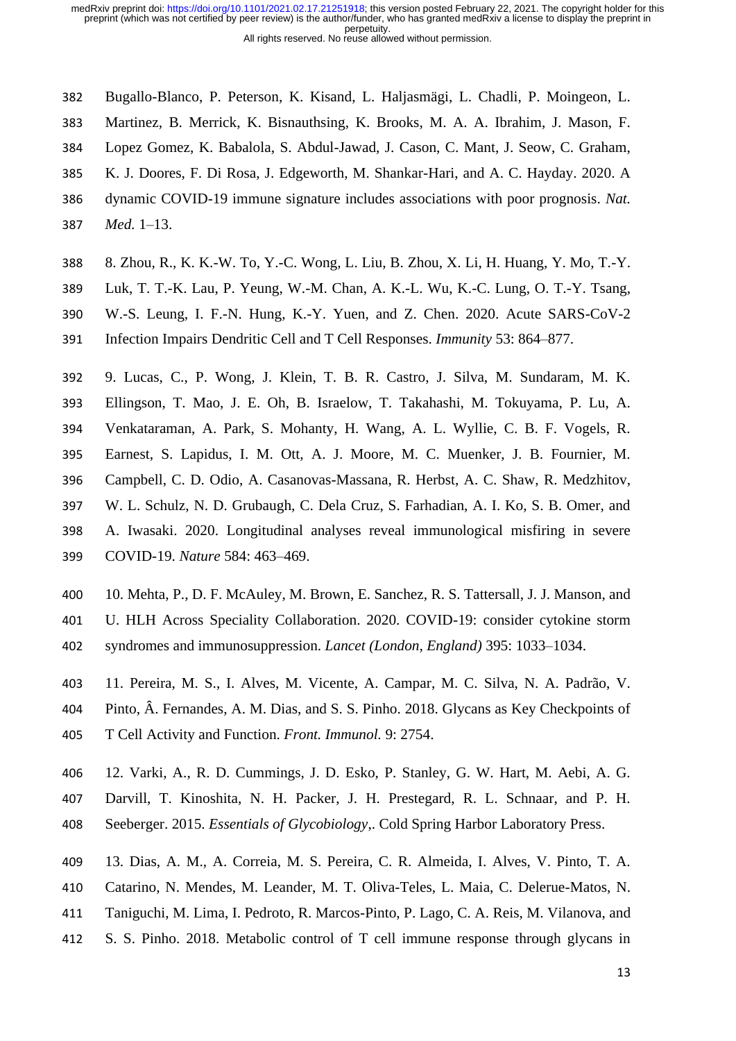Bugallo-Blanco, P. Peterson, K. Kisand, L. Haljasmägi, L. Chadli, P. Moingeon, L. Martinez, B. Merrick, K. Bisnauthsing, K. Brooks, M. A. A. Ibrahim, J. Mason, F. Lopez Gomez, K. Babalola, S. Abdul-Jawad, J. Cason, C. Mant, J. Seow, C. Graham, K. J. Doores, F. Di Rosa, J. Edgeworth, M. Shankar-Hari, and A. C. Hayday. 2020. A dynamic COVID-19 immune signature includes associations with poor prognosis. *Nat. Med.* 1–13.

8. Zhou, R., K. K.-W. To, Y.-C. Wong, L. Liu, B. Zhou, X. Li, H. Huang, Y. Mo, T.-Y. Luk, T. T.-K. Lau, P. Yeung, W.-M. Chan, A. K.-L. Wu, K.-C. Lung, O. T.-Y. Tsang, W.-S. Leung, I. F.-N. Hung, K.-Y. Yuen, and Z. Chen. 2020. Acute SARS-CoV-2 Infection Impairs Dendritic Cell and T Cell Responses. *Immunity* 53: 864–877.

9. Lucas, C., P. Wong, J. Klein, T. B. R. Castro, J. Silva, M. Sundaram, M. K. Ellingson, T. Mao, J. E. Oh, B. Israelow, T. Takahashi, M. Tokuyama, P. Lu, A. Venkataraman, A. Park, S. Mohanty, H. Wang, A. L. Wyllie, C. B. F. Vogels, R. Earnest, S. Lapidus, I. M. Ott, A. J. Moore, M. C. Muenker, J. B. Fournier, M. Campbell, C. D. Odio, A. Casanovas-Massana, R. Herbst, A. C. Shaw, R. Medzhitov, W. L. Schulz, N. D. Grubaugh, C. Dela Cruz, S. Farhadian, A. I. Ko, S. B. Omer, and A. Iwasaki. 2020. Longitudinal analyses reveal immunological misfiring in severe COVID-19. *Nature* 584: 463–469.

10. Mehta, P., D. F. McAuley, M. Brown, E. Sanchez, R. S. Tattersall, J. J. Manson, and U. HLH Across Speciality Collaboration. 2020. COVID-19: consider cytokine storm syndromes and immunosuppression. *Lancet (London, England)* 395: 1033–1034.

11. Pereira, M. S., I. Alves, M. Vicente, A. Campar, M. C. Silva, N. A. Padrão, V. Pinto, Â. Fernandes, A. M. Dias, and S. S. Pinho. 2018. Glycans as Key Checkpoints of T Cell Activity and Function. *Front. Immunol.* 9: 2754.

12. Varki, A., R. D. Cummings, J. D. Esko, P. Stanley, G. W. Hart, M. Aebi, A. G. Darvill, T. Kinoshita, N. H. Packer, J. H. Prestegard, R. L. Schnaar, and P. H. Seeberger. 2015. *Essentials of Glycobiology*,. Cold Spring Harbor Laboratory Press.

13. Dias, A. M., A. Correia, M. S. Pereira, C. R. Almeida, I. Alves, V. Pinto, T. A. Catarino, N. Mendes, M. Leander, M. T. Oliva-Teles, L. Maia, C. Delerue-Matos, N. Taniguchi, M. Lima, I. Pedroto, R. Marcos-Pinto, P. Lago, C. A. Reis, M. Vilanova, and S. S. Pinho. 2018. Metabolic control of T cell immune response through glycans in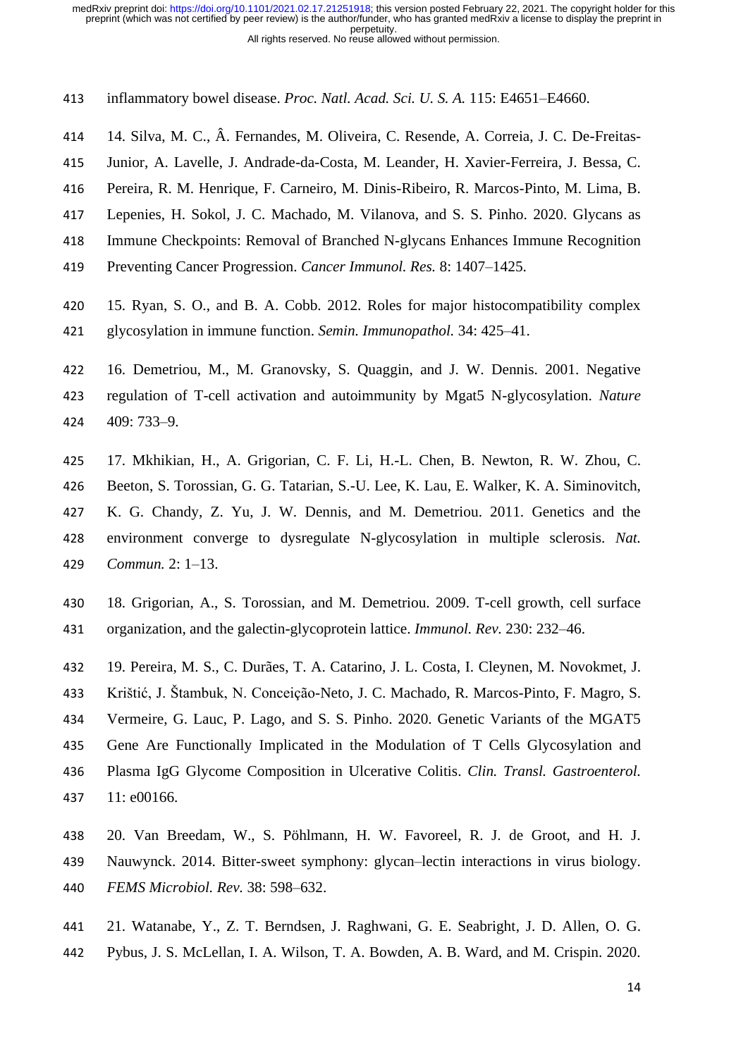inflammatory bowel disease. *Proc. Natl. Acad. Sci. U. S. A.* 115: E4651–E4660.

14. Silva, M. C., Â. Fernandes, M. Oliveira, C. Resende, A. Correia, J. C. De-Freitas-Junior, A. Lavelle, J. Andrade-da-Costa, M. Leander, H. Xavier-Ferreira, J. Bessa, C. Pereira, R. M. Henrique, F. Carneiro, M. Dinis-Ribeiro, R. Marcos-Pinto, M. Lima, B. Lepenies, H. Sokol, J. C. Machado, M. Vilanova, and S. S. Pinho. 2020. Glycans as Immune Checkpoints: Removal of Branched N-glycans Enhances Immune Recognition Preventing Cancer Progression. *Cancer Immunol. Res.* 8: 1407–1425.

15. Ryan, S. O., and B. A. Cobb. 2012. Roles for major histocompatibility complex glycosylation in immune function. *Semin. Immunopathol.* 34: 425–41.

16. Demetriou, M., M. Granovsky, S. Quaggin, and J. W. Dennis. 2001. Negative regulation of T-cell activation and autoimmunity by Mgat5 N-glycosylation. *Nature* 409: 733–9.

17. Mkhikian, H., A. Grigorian, C. F. Li, H.-L. Chen, B. Newton, R. W. Zhou, C. Beeton, S. Torossian, G. G. Tatarian, S.-U. Lee, K. Lau, E. Walker, K. A. Siminovitch, K. G. Chandy, Z. Yu, J. W. Dennis, and M. Demetriou. 2011. Genetics and the environment converge to dysregulate N-glycosylation in multiple sclerosis. *Nat. Commun.* 2: 1–13.

18. Grigorian, A., S. Torossian, and M. Demetriou. 2009. T-cell growth, cell surface organization, and the galectin-glycoprotein lattice. *Immunol. Rev.* 230: 232–46.

19. Pereira, M. S., C. Durães, T. A. Catarino, J. L. Costa, I. Cleynen, M. Novokmet, J. Krištić, J. Štambuk, N. Conceição-Neto, J. C. Machado, R. Marcos-Pinto, F. Magro, S. Vermeire, G. Lauc, P. Lago, and S. S. Pinho. 2020. Genetic Variants of the MGAT5 Gene Are Functionally Implicated in the Modulation of T Cells Glycosylation and Plasma IgG Glycome Composition in Ulcerative Colitis. *Clin. Transl. Gastroenterol.* 11: e00166.

20. Van Breedam, W., S. Pöhlmann, H. W. Favoreel, R. J. de Groot, and H. J. Nauwynck. 2014. Bitter-sweet symphony: glycan–lectin interactions in virus biology. *FEMS Microbiol. Rev.* 38: 598–632.

21. Watanabe, Y., Z. T. Berndsen, J. Raghwani, G. E. Seabright, J. D. Allen, O. G. Pybus, J. S. McLellan, I. A. Wilson, T. A. Bowden, A. B. Ward, and M. Crispin. 2020.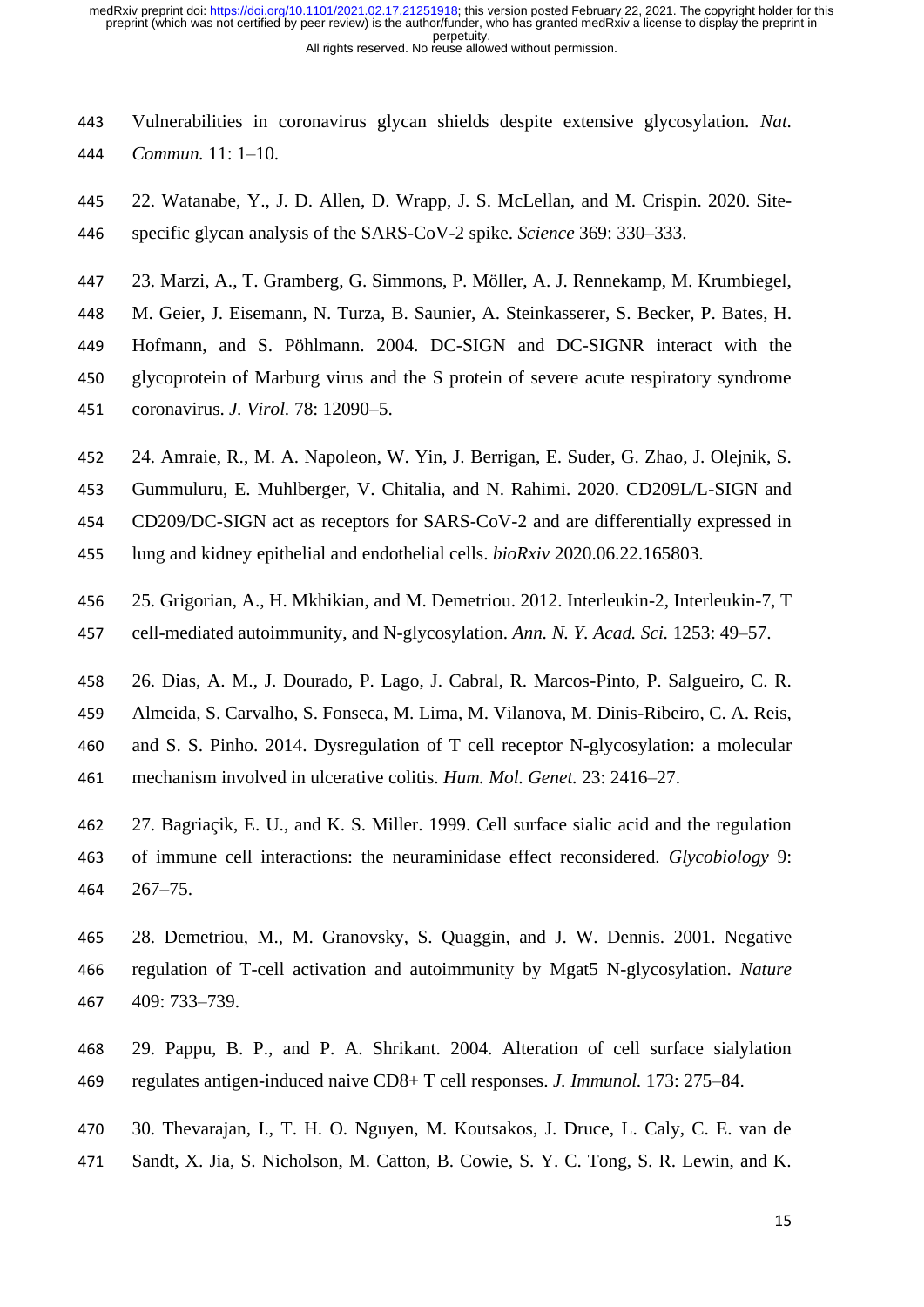Vulnerabilities in coronavirus glycan shields despite extensive glycosylation. *Nat. Commun.* 11: 1–10.

22. Watanabe, Y., J. D. Allen, D. Wrapp, J. S. McLellan, and M. Crispin. 2020. Site-specific glycan analysis of the SARS-CoV-2 spike. *Science* 369: 330–333.

23. Marzi, A., T. Gramberg, G. Simmons, P. Möller, A. J. Rennekamp, M. Krumbiegel, M. Geier, J. Eisemann, N. Turza, B. Saunier, A. Steinkasserer, S. Becker, P. Bates, H. Hofmann, and S. Pöhlmann. 2004. DC-SIGN and DC-SIGNR interact with the glycoprotein of Marburg virus and the S protein of severe acute respiratory syndrome coronavirus. *J. Virol.* 78: 12090–5.

24. Amraie, R., M. A. Napoleon, W. Yin, J. Berrigan, E. Suder, G. Zhao, J. Olejnik, S. Gummuluru, E. Muhlberger, V. Chitalia, and N. Rahimi. 2020. CD209L/L-SIGN and CD209/DC-SIGN act as receptors for SARS-CoV-2 and are differentially expressed in lung and kidney epithelial and endothelial cells. *bioRxiv* 2020.06.22.165803.

25. Grigorian, A., H. Mkhikian, and M. Demetriou. 2012. Interleukin-2, Interleukin-7, T cell-mediated autoimmunity, and N-glycosylation. *Ann. N. Y. Acad. Sci.* 1253: 49–57.

26. Dias, A. M., J. Dourado, P. Lago, J. Cabral, R. Marcos-Pinto, P. Salgueiro, C. R. Almeida, S. Carvalho, S. Fonseca, M. Lima, M. Vilanova, M. Dinis-Ribeiro, C. A. Reis, and S. S. Pinho. 2014. Dysregulation of T cell receptor N-glycosylation: a molecular mechanism involved in ulcerative colitis. *Hum. Mol. Genet.* 23: 2416–27.

27. Bagriaçik, E. U., and K. S. Miller. 1999. Cell surface sialic acid and the regulation of immune cell interactions: the neuraminidase effect reconsidered. *Glycobiology* 9: 267–75.

28. Demetriou, M., M. Granovsky, S. Quaggin, and J. W. Dennis. 2001. Negative regulation of T-cell activation and autoimmunity by Mgat5 N-glycosylation. *Nature* 409: 733–739.

29. Pappu, B. P., and P. A. Shrikant. 2004. Alteration of cell surface sialylation regulates antigen-induced naive CD8+ T cell responses. *J. Immunol.* 173: 275–84.

30. Thevarajan, I., T. H. O. Nguyen, M. Koutsakos, J. Druce, L. Caly, C. E. van de Sandt, X. Jia, S. Nicholson, M. Catton, B. Cowie, S. Y. C. Tong, S. R. Lewin, and K.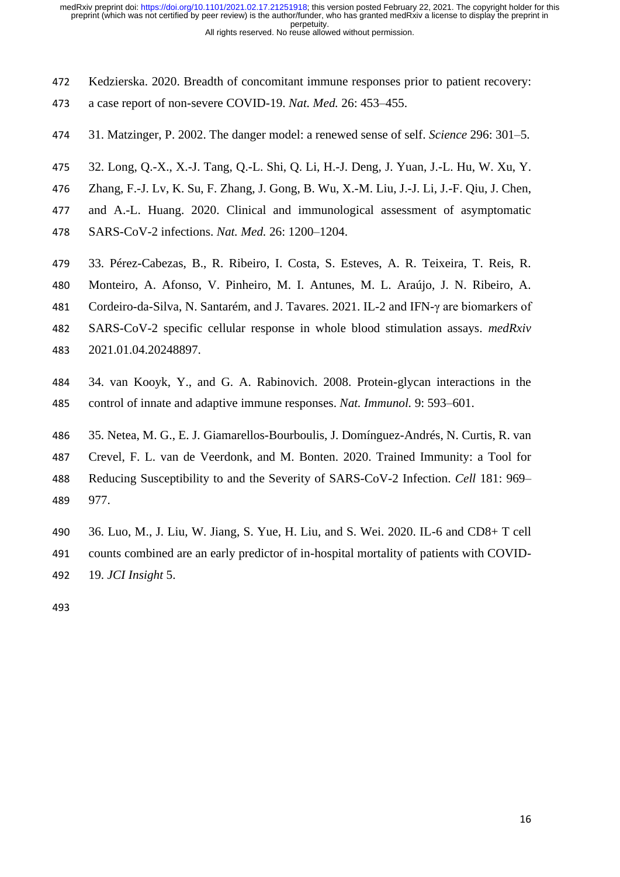Kedzierska. 2020. Breadth of concomitant immune responses prior to patient recovery: a case report of non-severe COVID-19. *Nat. Med.* 26: 453–455.

31. Matzinger, P. 2002. The danger model: a renewed sense of self. *Science* 296: 301–5.

32. Long, Q.-X., X.-J. Tang, Q.-L. Shi, Q. Li, H.-J. Deng, J. Yuan, J.-L. Hu, W. Xu, Y. Zhang, F.-J. Lv, K. Su, F. Zhang, J. Gong, B. Wu, X.-M. Liu, J.-J. Li, J.-F. Qiu, J. Chen, and A.-L. Huang. 2020. Clinical and immunological assessment of asymptomatic SARS-CoV-2 infections. *Nat. Med.* 26: 1200–1204.

33. Pérez-Cabezas, B., R. Ribeiro, I. Costa, S. Esteves, A. R. Teixeira, T. Reis, R. Monteiro, A. Afonso, V. Pinheiro, M. I. Antunes, M. L. Araújo, J. N. Ribeiro, A. Cordeiro-da-Silva, N. Santarém, and J. Tavares. 2021. IL-2 and IFN-γ are biomarkers of SARS-CoV-2 specific cellular response in whole blood stimulation assays. *medRxiv* 2021.01.04.20248897.

34. van Kooyk, Y., and G. A. Rabinovich. 2008. Protein-glycan interactions in the control of innate and adaptive immune responses. *Nat. Immunol.* 9: 593–601.

35. Netea, M. G., E. J. Giamarellos-Bourboulis, J. Domínguez-Andrés, N. Curtis, R. van Crevel, F. L. van de Veerdonk, and M. Bonten. 2020. Trained Immunity: a Tool for Reducing Susceptibility to and the Severity of SARS-CoV-2 Infection. *Cell* 181: 969–977.

36. Luo, M., J. Liu, W. Jiang, S. Yue, H. Liu, and S. Wei. 2020. IL-6 and CD8+ T cell counts combined are an early predictor of in-hospital mortality of patients with COVID-19. *JCI Insight* 5.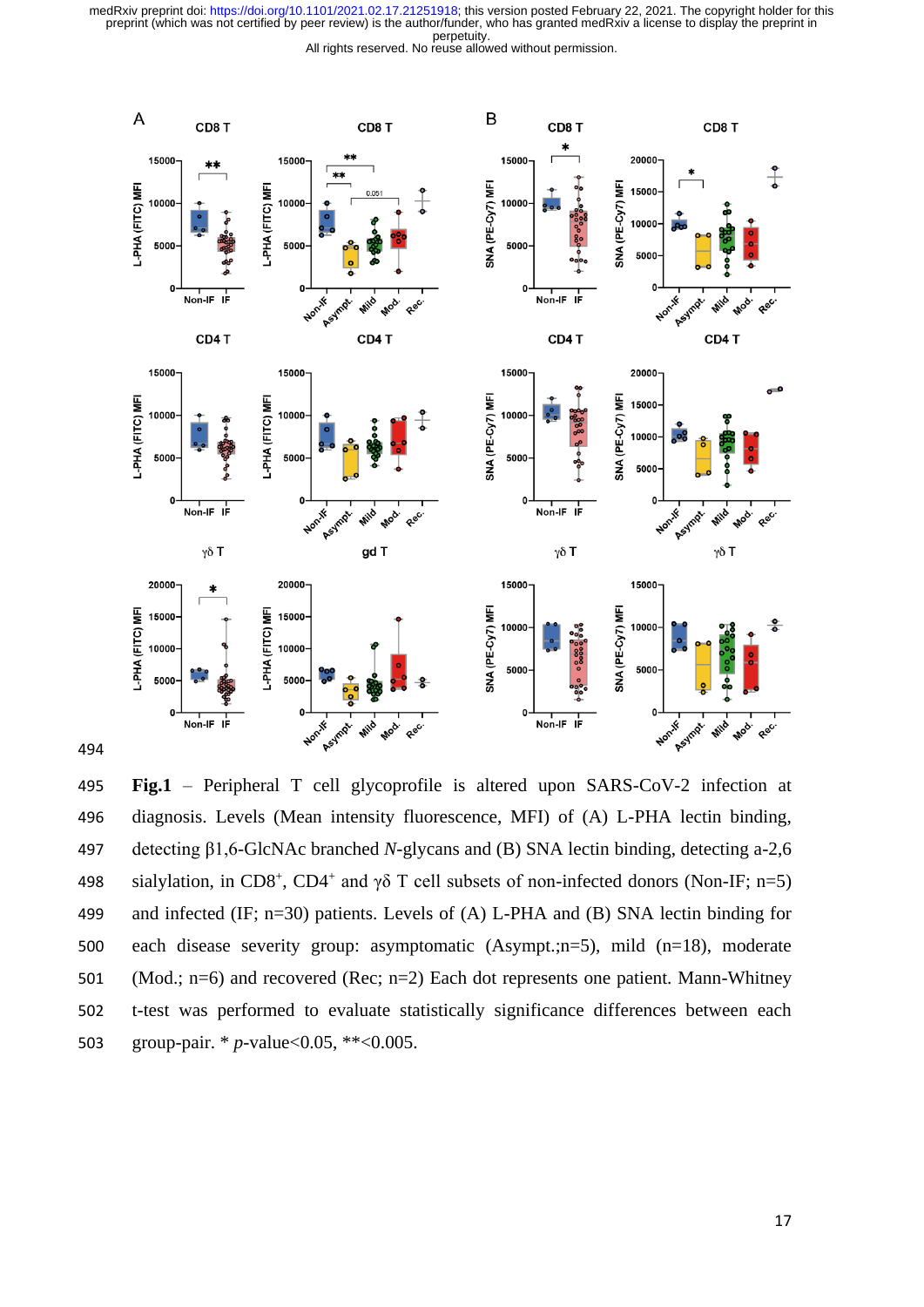**Fig.1** – Peripheral T cell glycoprofile is altered upon SARS-CoV-2 infection at diagnosis. Levels (Mean intensity fluorescence, MFI) of (A) L-PHA lectin binding, detecting β1,6-GlcNAc branched *N*-glycans and (B) SNA lectin binding, detecting a-2,6 sialylation, in CD8$^+$, CD4$^+$ and γδ T cell subsets of non-infected donors (Non-IF; n=5) and infected (IF; n=30) patients. Levels of (A) L-PHA and (B) SNA lectin binding for each disease severity group: asymptomatic (Asympt.;n=5), mild (n=18), moderate (Mod.; n=6) and recovered (Rec; n=2) Each dot represents one patient. Mann-Whitney t-test was performed to evaluate statistically significance differences between each group-pair. * *p*-value<0.05, **<0.005.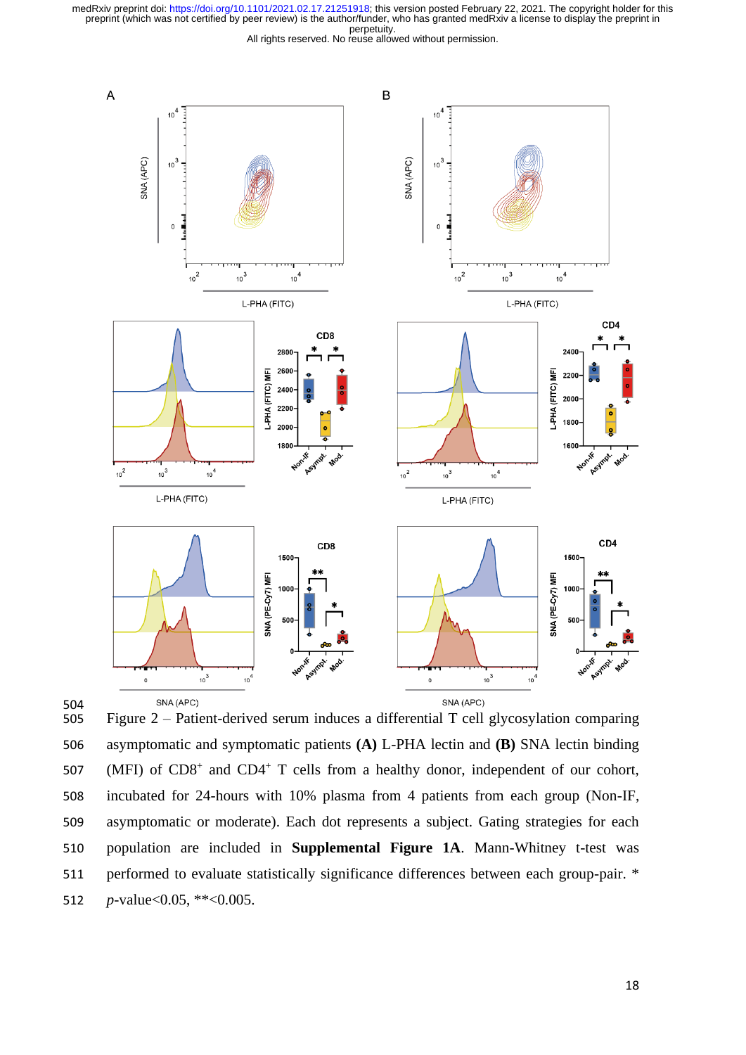Figure 2 – Patient-derived serum induces a differential T cell glycosylation comparing asymptomatic and symptomatic patients **(A)** L-PHA lectin and **(B)** SNA lectin binding (MFI) of CD8$^+$ and CD4$^+$ T cells from a healthy donor, independent of our cohort, incubated for 24-hours with 10% plasma from 4 patients from each group (Non-IF, asymptomatic or moderate). Each dot represents a subject. Gating strategies for each population are included in **Supplemental Figure 1A**. Mann-Whitney t-test was performed to evaluate statistically significance differences between each group-pair. * *p*-value<0.05, **<0.005.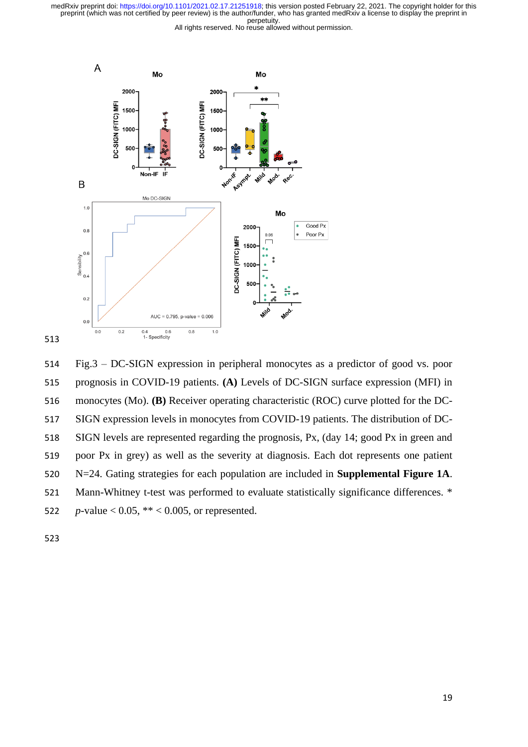A

Mo

DC-SIGN (FITC) MFI

2000
1500
1000
500
0

Non-IF IF

Mo

DC-SIGN (FITC) MFI

2000
1500
1000
500
0

*
**

Non-IF Asympt. Mild Mod. Rec.

B

Mo DC-SIGN

Sensibility

1.0
0.8
0.6
0.4
0.2
0.0

0.0 0.2 0.4 0.6 0.8 1.0

1- Specificity

AUC = 0.795, p-value = 0.006

Mo

Good Px
Poor Px

DC-SIGN (FITC) MFI

2000
1500
1000
500
0

0.06

Mild Mod.

Fig.3 – DC-SIGN expression in peripheral monocytes as a predictor of good vs. poor prognosis in COVID-19 patients. **(A)** Levels of DC-SIGN surface expression (MFI) in monocytes (Mo). **(B)** Receiver operating characteristic (ROC) curve plotted for the DC-SIGN expression levels in monocytes from COVID-19 patients. The distribution of DC-SIGN levels are represented regarding the prognosis, Px, (day 14; good Px in green and poor Px in grey) as well as the severity at diagnosis. Each dot represents one patient N=24. Gating strategies for each population are included in **Supplemental Figure 1A**. Mann-Whitney t-test was performed to evaluate statistically significance differences. * $p$-value < 0.05, ** < 0.005, or represented.